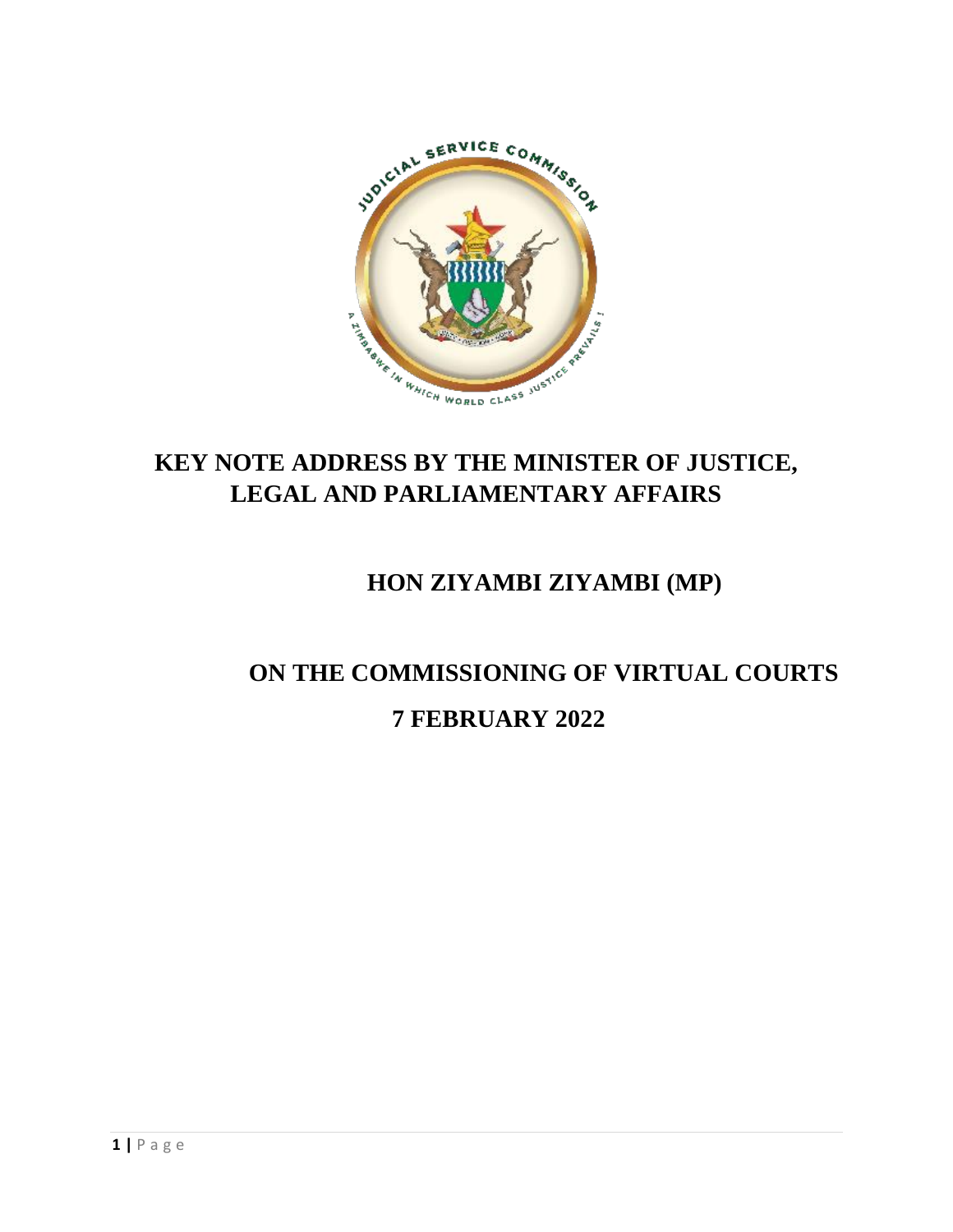# KEY NOTE ADDRESS BY THE MINISTER OF JUSTICE, LEGAL AND PARLIAMENTARY AFFAIRS

## HON ZIYAMBI ZIYAMBI (MP)

## ON THE COMMISSIONING OF VIRTUAL COURTS

## 7 FEBRUARY 2022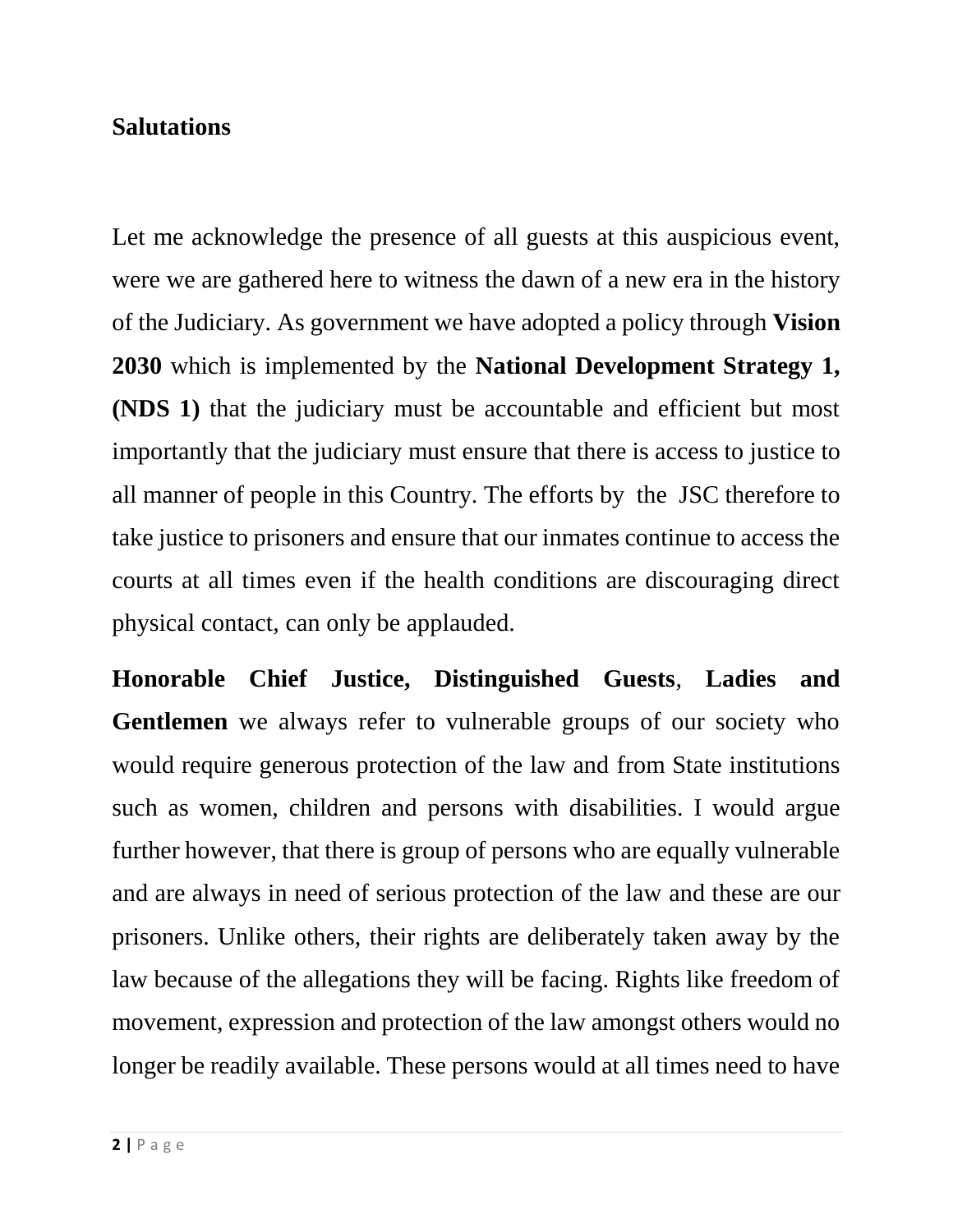**Salutations**

Let me acknowledge the presence of all guests at this auspicious event, were we are gathered here to witness the dawn of a new era in the history of the Judiciary. As government we have adopted a policy through **Vision 2030** which is implemented by the **National Development Strategy 1, (NDS 1)** that the judiciary must be accountable and efficient but most importantly that the judiciary must ensure that there is access to justice to all manner of people in this Country. The efforts by the JSC therefore to take justice to prisoners and ensure that our inmates continue to access the courts at all times even if the health conditions are discouraging direct physical contact, can only be applauded.

**Honorable Chief Justice, Distinguished Guests**, **Ladies and Gentlemen** we always refer to vulnerable groups of our society who would require generous protection of the law and from State institutions such as women, children and persons with disabilities. I would argue further however, that there is group of persons who are equally vulnerable and are always in need of serious protection of the law and these are our prisoners. Unlike others, their rights are deliberately taken away by the law because of the allegations they will be facing. Rights like freedom of movement, expression and protection of the law amongst others would no longer be readily available. These persons would at all times need to have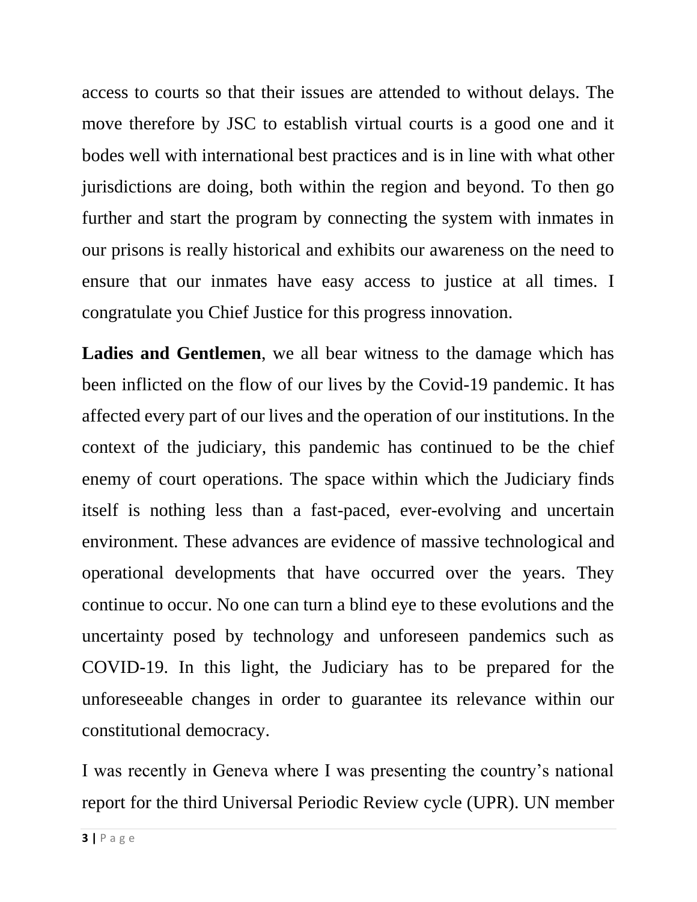access to courts so that their issues are attended to without delays. The move therefore by JSC to establish virtual courts is a good one and it bodes well with international best practices and is in line with what other jurisdictions are doing, both within the region and beyond. To then go further and start the program by connecting the system with inmates in our prisons is really historical and exhibits our awareness on the need to ensure that our inmates have easy access to justice at all times. I congratulate you Chief Justice for this progress innovation.

**Ladies and Gentlemen**, we all bear witness to the damage which has been inflicted on the flow of our lives by the Covid-19 pandemic. It has affected every part of our lives and the operation of our institutions. In the context of the judiciary, this pandemic has continued to be the chief enemy of court operations. The space within which the Judiciary finds itself is nothing less than a fast-paced, ever-evolving and uncertain environment. These advances are evidence of massive technological and operational developments that have occurred over the years. They continue to occur. No one can turn a blind eye to these evolutions and the uncertainty posed by technology and unforeseen pandemics such as COVID-19. In this light, the Judiciary has to be prepared for the unforeseeable changes in order to guarantee its relevance within our constitutional democracy.

I was recently in Geneva where I was presenting the country's national report for the third Universal Periodic Review cycle (UPR). UN member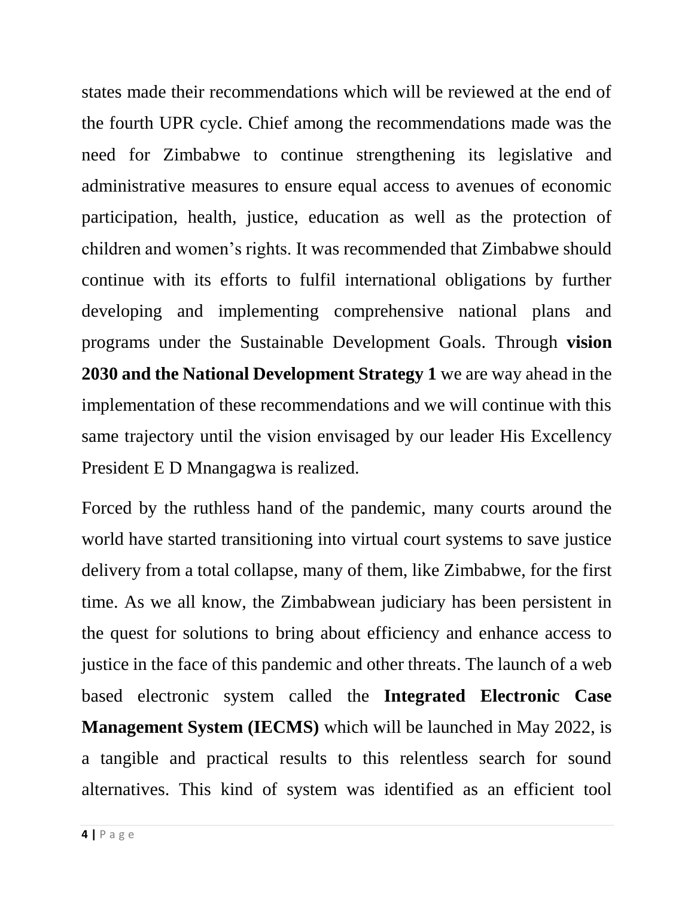states made their recommendations which will be reviewed at the end of the fourth UPR cycle. Chief among the recommendations made was the need for Zimbabwe to continue strengthening its legislative and administrative measures to ensure equal access to avenues of economic participation, health, justice, education as well as the protection of children and women's rights. It was recommended that Zimbabwe should continue with its efforts to fulfil international obligations by further developing and implementing comprehensive national plans and programs under the Sustainable Development Goals. Through **vision 2030 and the National Development Strategy 1** we are way ahead in the implementation of these recommendations and we will continue with this same trajectory until the vision envisaged by our leader His Excellency President E D Mnangagwa is realized.

Forced by the ruthless hand of the pandemic, many courts around the world have started transitioning into virtual court systems to save justice delivery from a total collapse, many of them, like Zimbabwe, for the first time. As we all know, the Zimbabwean judiciary has been persistent in the quest for solutions to bring about efficiency and enhance access to justice in the face of this pandemic and other threats. The launch of a web based electronic system called the **Integrated Electronic Case Management System (IECMS)** which will be launched in May 2022, is a tangible and practical results to this relentless search for sound alternatives. This kind of system was identified as an efficient tool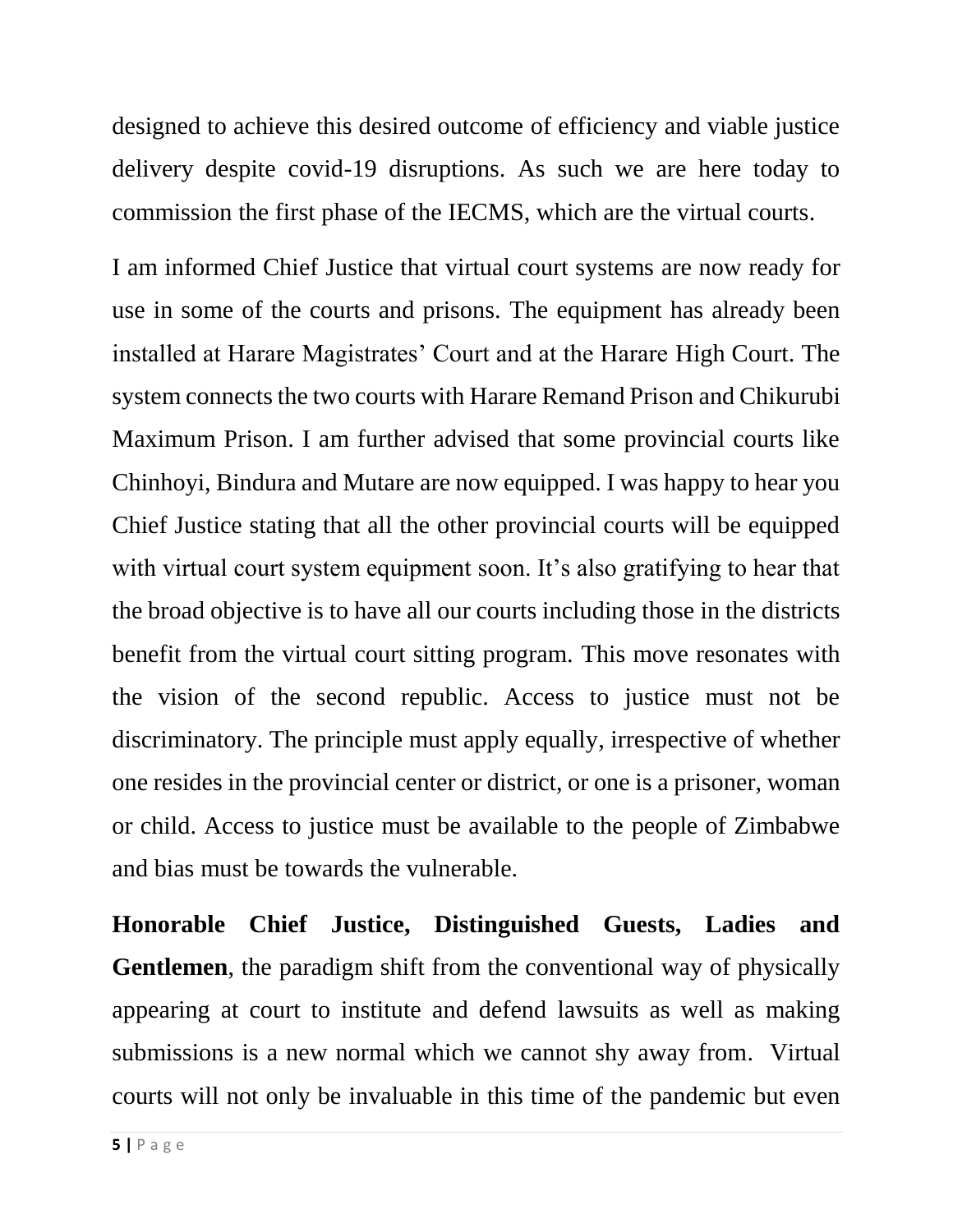designed to achieve this desired outcome of efficiency and viable justice delivery despite covid-19 disruptions. As such we are here today to commission the first phase of the IECMS, which are the virtual courts.

I am informed Chief Justice that virtual court systems are now ready for use in some of the courts and prisons. The equipment has already been installed at Harare Magistrates' Court and at the Harare High Court. The system connects the two courts with Harare Remand Prison and Chikurubi Maximum Prison. I am further advised that some provincial courts like Chinhoyi, Bindura and Mutare are now equipped. I was happy to hear you Chief Justice stating that all the other provincial courts will be equipped with virtual court system equipment soon. It's also gratifying to hear that the broad objective is to have all our courts including those in the districts benefit from the virtual court sitting program. This move resonates with the vision of the second republic. Access to justice must not be discriminatory. The principle must apply equally, irrespective of whether one resides in the provincial center or district, or one is a prisoner, woman or child. Access to justice must be available to the people of Zimbabwe and bias must be towards the vulnerable.

**Honorable Chief Justice, Distinguished Guests, Ladies and Gentlemen**, the paradigm shift from the conventional way of physically appearing at court to institute and defend lawsuits as well as making submissions is a new normal which we cannot shy away from. Virtual courts will not only be invaluable in this time of the pandemic but even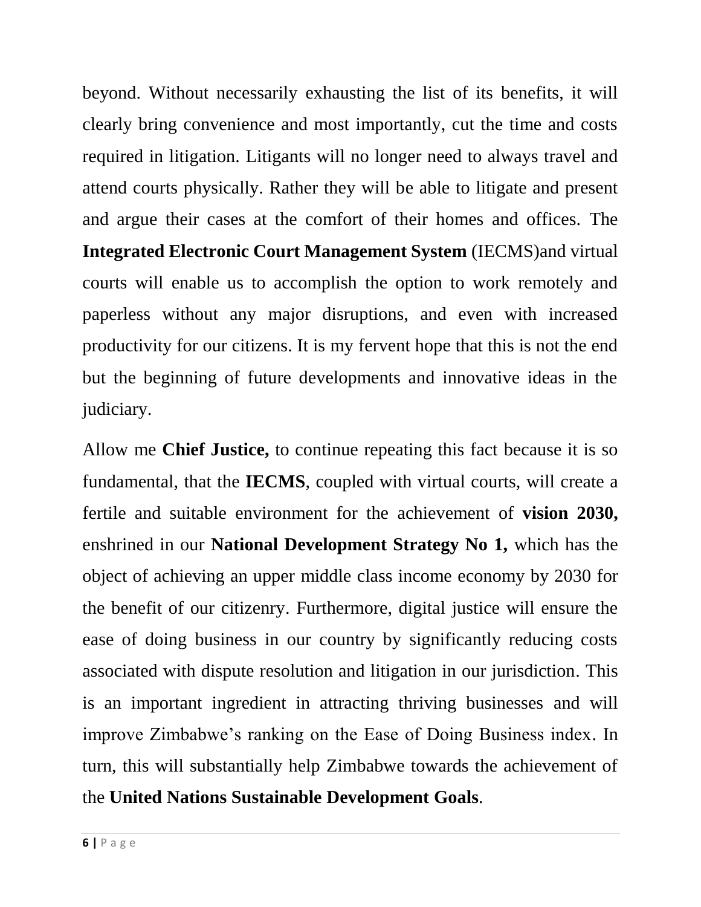beyond. Without necessarily exhausting the list of its benefits, it will clearly bring convenience and most importantly, cut the time and costs required in litigation. Litigants will no longer need to always travel and attend courts physically. Rather they will be able to litigate and present and argue their cases at the comfort of their homes and offices. The **Integrated Electronic Court Management System** (IECMS)and virtual courts will enable us to accomplish the option to work remotely and paperless without any major disruptions, and even with increased productivity for our citizens. It is my fervent hope that this is not the end but the beginning of future developments and innovative ideas in the judiciary.

Allow me **Chief Justice,** to continue repeating this fact because it is so fundamental, that the **IECMS**, coupled with virtual courts, will create a fertile and suitable environment for the achievement of **vision 2030,** enshrined in our **National Development Strategy No 1,** which has the object of achieving an upper middle class income economy by 2030 for the benefit of our citizenry. Furthermore, digital justice will ensure the ease of doing business in our country by significantly reducing costs associated with dispute resolution and litigation in our jurisdiction. This is an important ingredient in attracting thriving businesses and will improve Zimbabwe's ranking on the Ease of Doing Business index. In turn, this will substantially help Zimbabwe towards the achievement of the **United Nations Sustainable Development Goals**.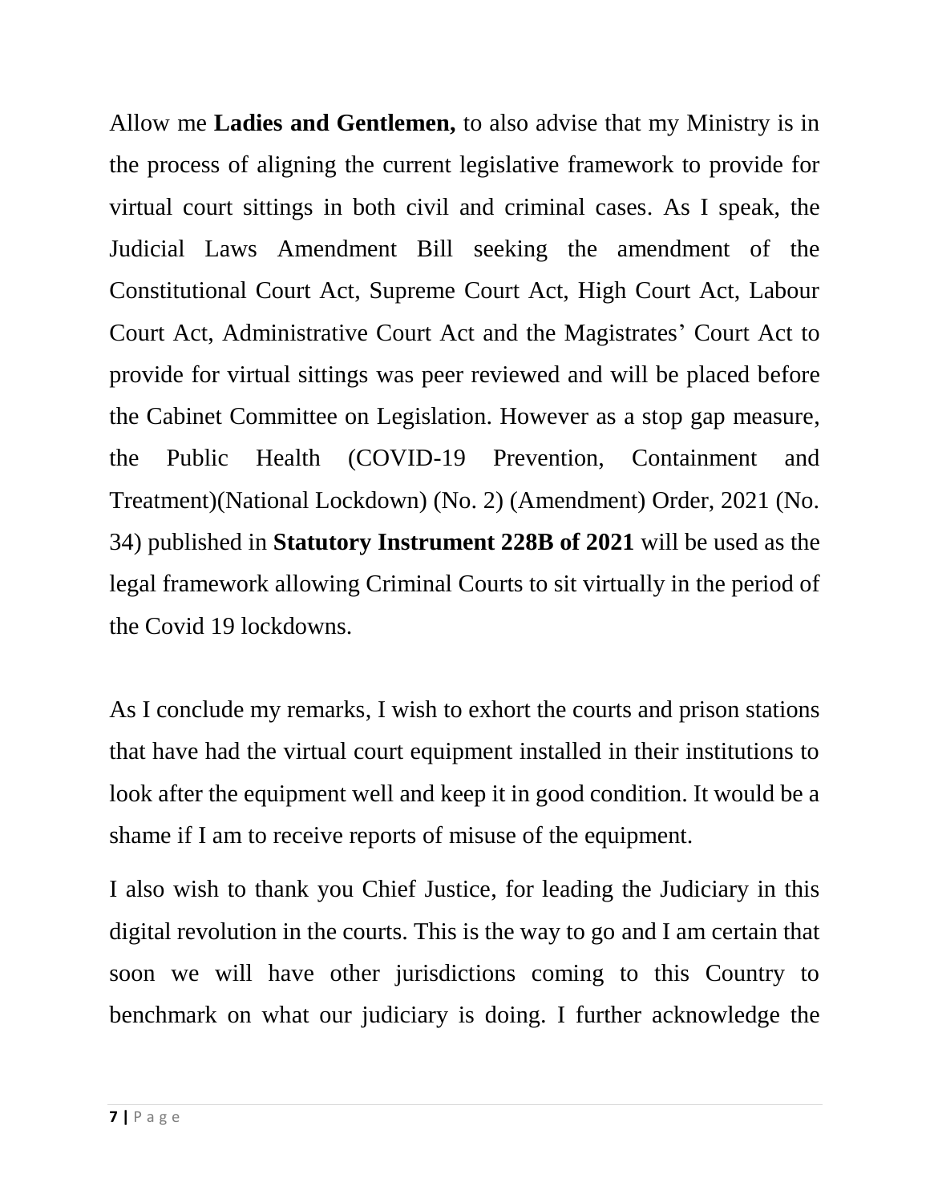Allow me **Ladies and Gentlemen,** to also advise that my Ministry is in the process of aligning the current legislative framework to provide for virtual court sittings in both civil and criminal cases. As I speak, the Judicial Laws Amendment Bill seeking the amendment of the Constitutional Court Act, Supreme Court Act, High Court Act, Labour Court Act, Administrative Court Act and the Magistrates' Court Act to provide for virtual sittings was peer reviewed and will be placed before the Cabinet Committee on Legislation. However as a stop gap measure, the Public Health (COVID-19 Prevention, Containment and Treatment)(National Lockdown) (No. 2) (Amendment) Order, 2021 (No. 34) published in **Statutory Instrument 228B of 2021** will be used as the legal framework allowing Criminal Courts to sit virtually in the period of the Covid 19 lockdowns.

As I conclude my remarks, I wish to exhort the courts and prison stations that have had the virtual court equipment installed in their institutions to look after the equipment well and keep it in good condition. It would be a shame if I am to receive reports of misuse of the equipment.

I also wish to thank you Chief Justice, for leading the Judiciary in this digital revolution in the courts. This is the way to go and I am certain that soon we will have other jurisdictions coming to this Country to benchmark on what our judiciary is doing. I further acknowledge the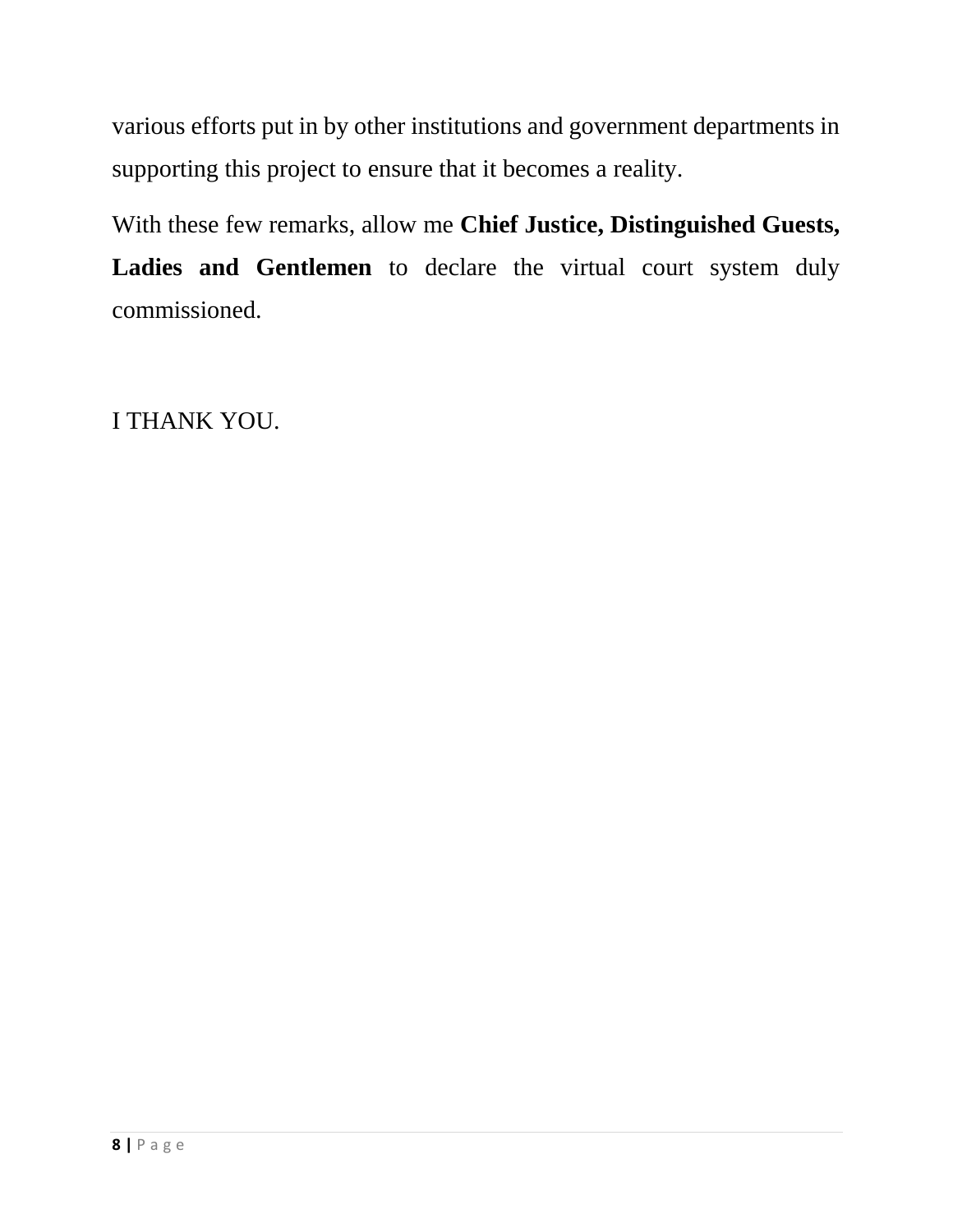various efforts put in by other institutions and government departments in supporting this project to ensure that it becomes a reality.

With these few remarks, allow me **Chief Justice, Distinguished Guests, Ladies and Gentlemen** to declare the virtual court system duly commissioned.

I THANK YOU.